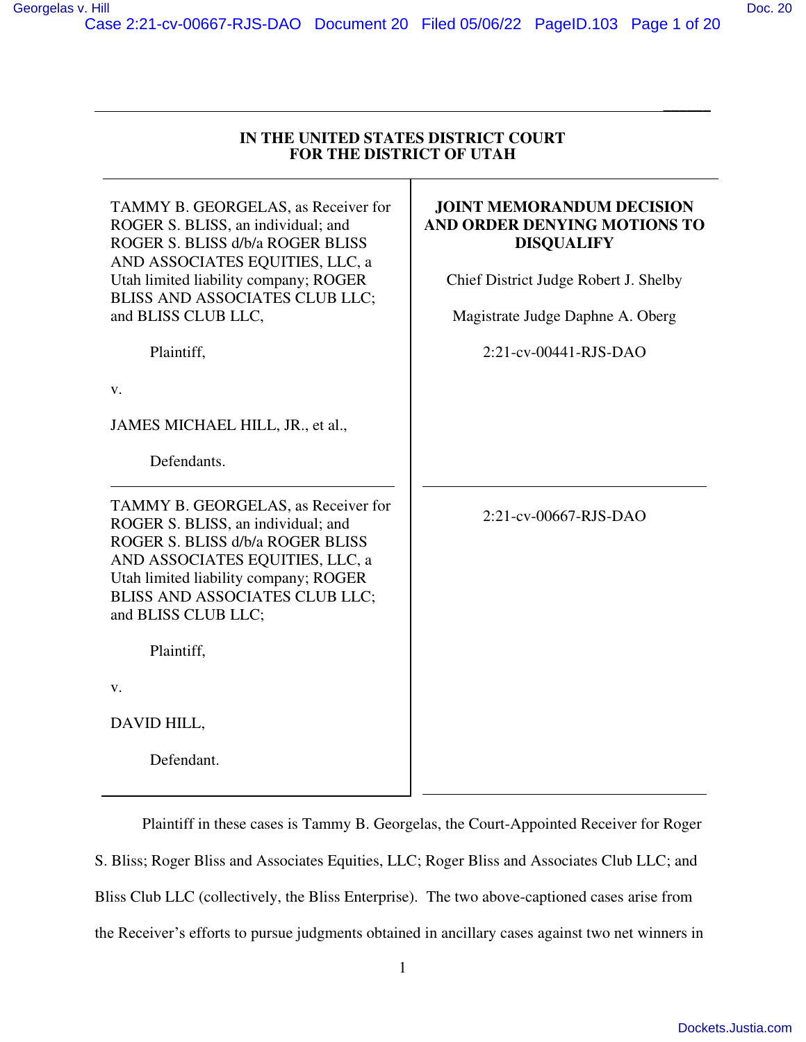**IN THE UNITED STATES DISTRICT COURT**
**FOR THE DISTRICT OF UTAH**

| | |
|---|---|
| TAMMY B. GEORGELAS, as Receiver for ROGER S. BLISS, an individual; and ROGER S. BLISS d/b/a ROGER BLISS AND ASSOCIATES EQUITIES, LLC, a Utah limited liability company; ROGER BLISS AND ASSOCIATES CLUB LLC; and BLISS CLUB LLC,<br><br>Plaintiff,<br><br>v.<br><br>JAMES MICHAEL HILL, JR., et al.,<br><br>Defendants. | **JOINT MEMORANDUM DECISION AND ORDER DENYING MOTIONS TO DISQUALIFY**<br><br>Chief District Judge Robert J. Shelby<br><br>Magistrate Judge Daphne A. Oberg<br><br>2:21-cv-00441-RJS-DAO |
| TAMMY B. GEORGELAS, as Receiver for ROGER S. BLISS, an individual; and ROGER S. BLISS d/b/a ROGER BLISS AND ASSOCIATES EQUITIES, LLC, a Utah limited liability company; ROGER BLISS AND ASSOCIATES CLUB LLC; and BLISS CLUB LLC;<br><br>Plaintiff,<br><br>v.<br><br>DAVID HILL,<br><br>Defendant. | 2:21-cv-00667-RJS-DAO |

Plaintiff in these cases is Tammy B. Georgelas, the Court-Appointed Receiver for Roger S. Bliss; Roger Bliss and Associates Equities, LLC; Roger Bliss and Associates Club LLC; and Bliss Club LLC (collectively, the Bliss Enterprise). The two above-captioned cases arise from the Receiver's efforts to pursue judgments obtained in ancillary cases against two net winners in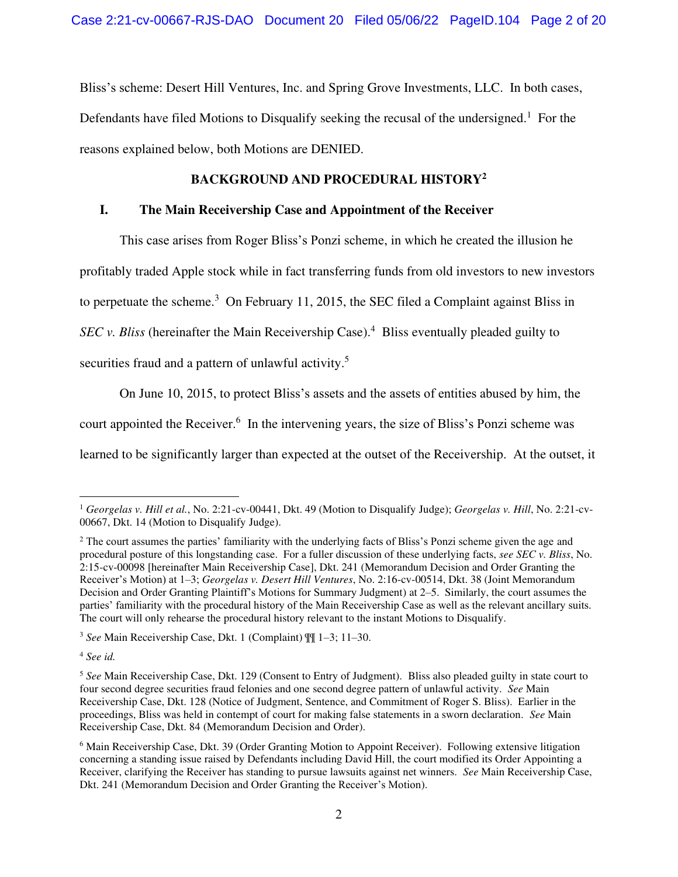Bliss's scheme: Desert Hill Ventures, Inc. and Spring Grove Investments, LLC. In both cases, Defendants have filed Motions to Disqualify seeking the recusal of the undersigned.[1] For the reasons explained below, both Motions are DENIED.

## BACKGROUND AND PROCEDURAL HISTORY[2]

### I. The Main Receivership Case and Appointment of the Receiver

This case arises from Roger Bliss's Ponzi scheme, in which he created the illusion he profitably traded Apple stock while in fact transferring funds from old investors to new investors to perpetuate the scheme.[3] On February 11, 2015, the SEC filed a Complaint against Bliss in *SEC v. Bliss* (hereinafter the Main Receivership Case).[4] Bliss eventually pleaded guilty to securities fraud and a pattern of unlawful activity.[5]

On June 10, 2015, to protect Bliss's assets and the assets of entities abused by him, the court appointed the Receiver.[6] In the intervening years, the size of Bliss's Ponzi scheme was learned to be significantly larger than expected at the outset of the Receivership. At the outset, it

---

[1] *Georgelas v. Hill et al.*, No. 2:21-cv-00441, Dkt. 49 (Motion to Disqualify Judge); *Georgelas v. Hill*, No. 2:21-cv-00667, Dkt. 14 (Motion to Disqualify Judge).

[2] The court assumes the parties' familiarity with the underlying facts of Bliss's Ponzi scheme given the age and procedural posture of this longstanding case. For a fuller discussion of these underlying facts, *see SEC v. Bliss*, No. 2:15-cv-00098 [hereinafter Main Receivership Case], Dkt. 241 (Memorandum Decision and Order Granting the Receiver's Motion) at 1–3; *Georgelas v. Desert Hill Ventures*, No. 2:16-cv-00514, Dkt. 38 (Joint Memorandum Decision and Order Granting Plaintiff's Motions for Summary Judgment) at 2–5. Similarly, the court assumes the parties' familiarity with the procedural history of the Main Receivership Case as well as the relevant ancillary suits. The court will only rehearse the procedural history relevant to the instant Motions to Disqualify.

[3] *See* Main Receivership Case, Dkt. 1 (Complaint) ¶¶ 1–3; 11–30.

[4] *See id.*

[5] *See* Main Receivership Case, Dkt. 129 (Consent to Entry of Judgment). Bliss also pleaded guilty in state court to four second degree securities fraud felonies and one second degree pattern of unlawful activity. *See* Main Receivership Case, Dkt. 128 (Notice of Judgment, Sentence, and Commitment of Roger S. Bliss). Earlier in the proceedings, Bliss was held in contempt of court for making false statements in a sworn declaration. *See* Main Receivership Case, Dkt. 84 (Memorandum Decision and Order).

[6] Main Receivership Case, Dkt. 39 (Order Granting Motion to Appoint Receiver). Following extensive litigation concerning a standing issue raised by Defendants including David Hill, the court modified its Order Appointing a Receiver, clarifying the Receiver has standing to pursue lawsuits against net winners. *See* Main Receivership Case, Dkt. 241 (Memorandum Decision and Order Granting the Receiver's Motion).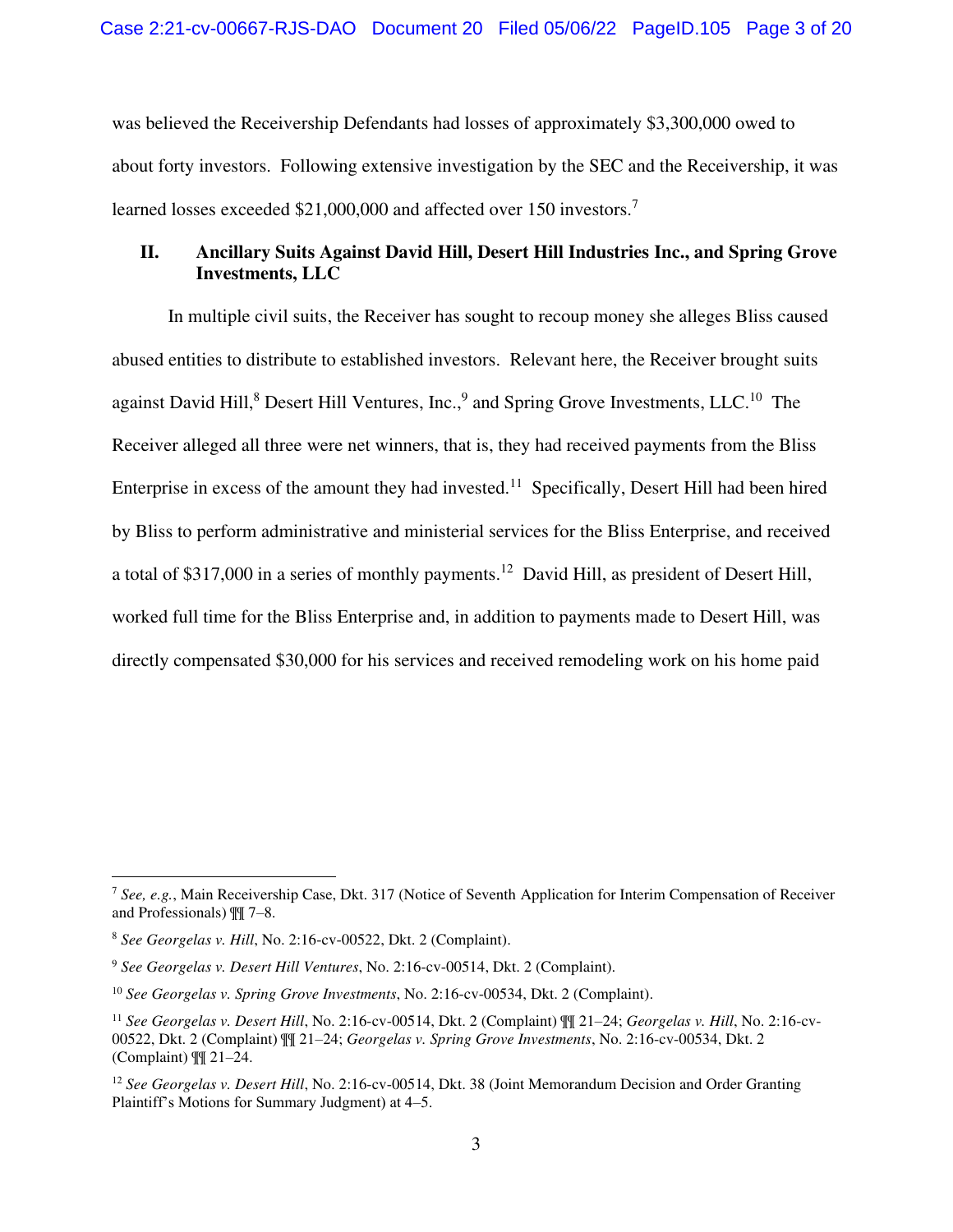was believed the Receivership Defendants had losses of approximately $3,300,000 owed to about forty investors. Following extensive investigation by the SEC and the Receivership, it was learned losses exceeded $21,000,000 and affected over 150 investors.[7]

## II. Ancillary Suits Against David Hill, Desert Hill Industries Inc., and Spring Grove Investments, LLC

In multiple civil suits, the Receiver has sought to recoup money she alleges Bliss caused abused entities to distribute to established investors. Relevant here, the Receiver brought suits against David Hill,[8] Desert Hill Ventures, Inc.,[9] and Spring Grove Investments, LLC.[10] The Receiver alleged all three were net winners, that is, they had received payments from the Bliss Enterprise in excess of the amount they had invested.[11] Specifically, Desert Hill had been hired by Bliss to perform administrative and ministerial services for the Bliss Enterprise, and received a total of $317,000 in a series of monthly payments.[12] David Hill, as president of Desert Hill, worked full time for the Bliss Enterprise and, in addition to payments made to Desert Hill, was directly compensated $30,000 for his services and received remodeling work on his home paid

---

[7] *See, e.g.*, Main Receivership Case, Dkt. 317 (Notice of Seventh Application for Interim Compensation of Receiver and Professionals) ¶¶ 7–8.

[8] *See Georgelas v. Hill*, No. 2:16-cv-00522, Dkt. 2 (Complaint).

[9] *See Georgelas v. Desert Hill Ventures*, No. 2:16-cv-00514, Dkt. 2 (Complaint).

[10] *See Georgelas v. Spring Grove Investments*, No. 2:16-cv-00534, Dkt. 2 (Complaint).

[11] *See Georgelas v. Desert Hill*, No. 2:16-cv-00514, Dkt. 2 (Complaint) ¶¶ 21–24; *Georgelas v. Hill*, No. 2:16-cv-00522, Dkt. 2 (Complaint) ¶¶ 21–24; *Georgelas v. Spring Grove Investments*, No. 2:16-cv-00534, Dkt. 2 (Complaint) ¶¶ 21–24.

[12] *See Georgelas v. Desert Hill*, No. 2:16-cv-00514, Dkt. 38 (Joint Memorandum Decision and Order Granting Plaintiff's Motions for Summary Judgment) at 4–5.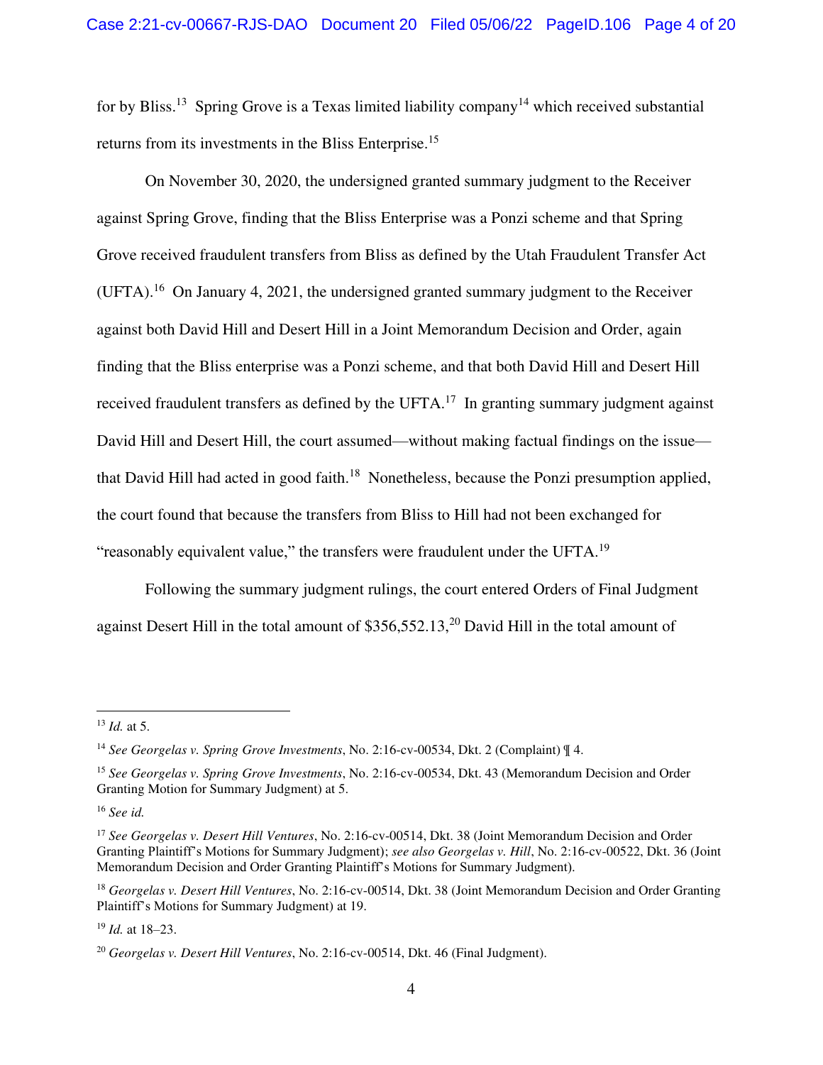for by Bliss.[13] Spring Grove is a Texas limited liability company[14] which received substantial returns from its investments in the Bliss Enterprise.[15]

On November 30, 2020, the undersigned granted summary judgment to the Receiver against Spring Grove, finding that the Bliss Enterprise was a Ponzi scheme and that Spring Grove received fraudulent transfers from Bliss as defined by the Utah Fraudulent Transfer Act (UFTA).[16] On January 4, 2021, the undersigned granted summary judgment to the Receiver against both David Hill and Desert Hill in a Joint Memorandum Decision and Order, again finding that the Bliss enterprise was a Ponzi scheme, and that both David Hill and Desert Hill received fraudulent transfers as defined by the UFTA.[17] In granting summary judgment against David Hill and Desert Hill, the court assumed—without making factual findings on the issue—that David Hill had acted in good faith.[18] Nonetheless, because the Ponzi presumption applied, the court found that because the transfers from Bliss to Hill had not been exchanged for "reasonably equivalent value," the transfers were fraudulent under the UFTA.[19]

Following the summary judgment rulings, the court entered Orders of Final Judgment against Desert Hill in the total amount of $356,552.13,[20] David Hill in the total amount of

---

[13] *Id.* at 5.

[14] *See Georgelas v. Spring Grove Investments*, No. 2:16-cv-00534, Dkt. 2 (Complaint) ¶ 4.

[15] *See Georgelas v. Spring Grove Investments*, No. 2:16-cv-00534, Dkt. 43 (Memorandum Decision and Order Granting Motion for Summary Judgment) at 5.

[16] *See id.*

[17] *See Georgelas v. Desert Hill Ventures*, No. 2:16-cv-00514, Dkt. 38 (Joint Memorandum Decision and Order Granting Plaintiff's Motions for Summary Judgment); *see also Georgelas v. Hill*, No. 2:16-cv-00522, Dkt. 36 (Joint Memorandum Decision and Order Granting Plaintiff's Motions for Summary Judgment).

[18] *Georgelas v. Desert Hill Ventures*, No. 2:16-cv-00514, Dkt. 38 (Joint Memorandum Decision and Order Granting Plaintiff's Motions for Summary Judgment) at 19.

[19] *Id.* at 18–23.

[20] *Georgelas v. Desert Hill Ventures*, No. 2:16-cv-00514, Dkt. 46 (Final Judgment).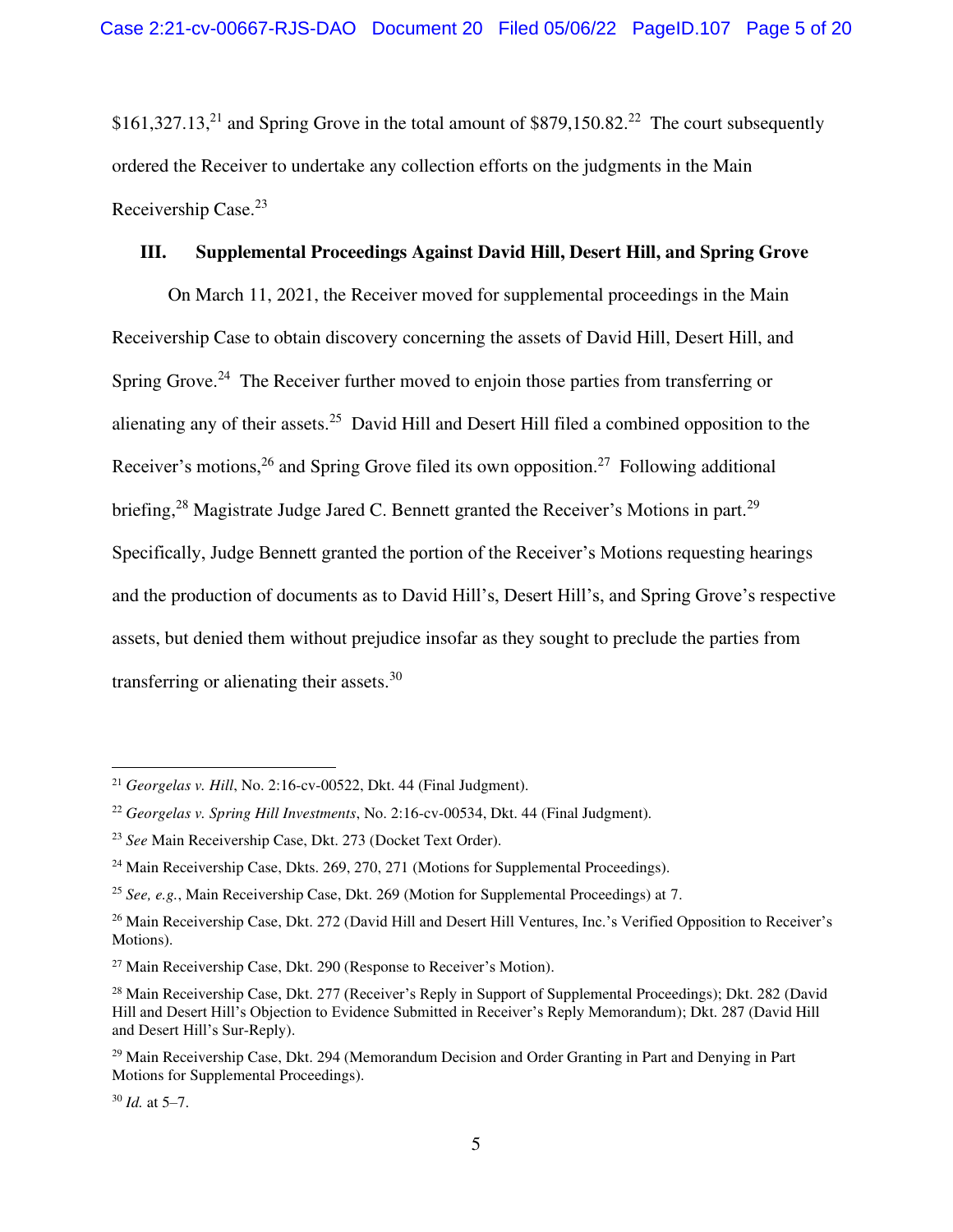$161,327.13,[21] and Spring Grove in the total amount of $879,150.82.[22] The court subsequently ordered the Receiver to undertake any collection efforts on the judgments in the Main Receivership Case.[23]

### III. Supplemental Proceedings Against David Hill, Desert Hill, and Spring Grove

On March 11, 2021, the Receiver moved for supplemental proceedings in the Main Receivership Case to obtain discovery concerning the assets of David Hill, Desert Hill, and Spring Grove.[24] The Receiver further moved to enjoin those parties from transferring or alienating any of their assets.[25] David Hill and Desert Hill filed a combined opposition to the Receiver's motions,[26] and Spring Grove filed its own opposition.[27] Following additional briefing,[28] Magistrate Judge Jared C. Bennett granted the Receiver's Motions in part.[29] Specifically, Judge Bennett granted the portion of the Receiver's Motions requesting hearings and the production of documents as to David Hill's, Desert Hill's, and Spring Grove's respective assets, but denied them without prejudice insofar as they sought to preclude the parties from transferring or alienating their assets.[30]

---

[21] *Georgelas v. Hill*, No. 2:16-cv-00522, Dkt. 44 (Final Judgment).

[22] *Georgelas v. Spring Hill Investments*, No. 2:16-cv-00534, Dkt. 44 (Final Judgment).

[23] *See* Main Receivership Case, Dkt. 273 (Docket Text Order).

[24] Main Receivership Case, Dkts. 269, 270, 271 (Motions for Supplemental Proceedings).

[25] *See, e.g.*, Main Receivership Case, Dkt. 269 (Motion for Supplemental Proceedings) at 7.

[26] Main Receivership Case, Dkt. 272 (David Hill and Desert Hill Ventures, Inc.'s Verified Opposition to Receiver's Motions).

[27] Main Receivership Case, Dkt. 290 (Response to Receiver's Motion).

[28] Main Receivership Case, Dkt. 277 (Receiver's Reply in Support of Supplemental Proceedings); Dkt. 282 (David Hill and Desert Hill's Objection to Evidence Submitted in Receiver's Reply Memorandum); Dkt. 287 (David Hill and Desert Hill's Sur-Reply).

[29] Main Receivership Case, Dkt. 294 (Memorandum Decision and Order Granting in Part and Denying in Part Motions for Supplemental Proceedings).

[30] *Id.* at 5–7.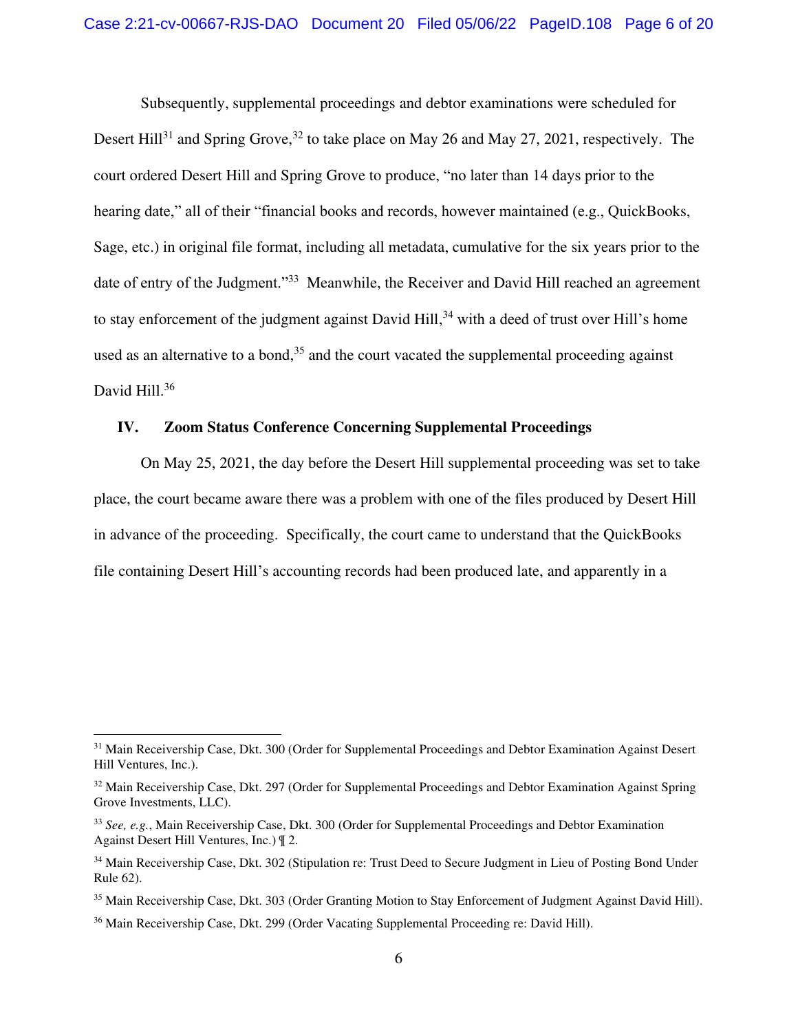Subsequently, supplemental proceedings and debtor examinations were scheduled for Desert Hill[31] and Spring Grove,[32] to take place on May 26 and May 27, 2021, respectively. The court ordered Desert Hill and Spring Grove to produce, "no later than 14 days prior to the hearing date," all of their "financial books and records, however maintained (e.g., QuickBooks, Sage, etc.) in original file format, including all metadata, cumulative for the six years prior to the date of entry of the Judgment."[33] Meanwhile, the Receiver and David Hill reached an agreement to stay enforcement of the judgment against David Hill,[34] with a deed of trust over Hill's home used as an alternative to a bond,[35] and the court vacated the supplemental proceeding against David Hill.[36]

## IV. Zoom Status Conference Concerning Supplemental Proceedings

On May 25, 2021, the day before the Desert Hill supplemental proceeding was set to take place, the court became aware there was a problem with one of the files produced by Desert Hill in advance of the proceeding. Specifically, the court came to understand that the QuickBooks file containing Desert Hill's accounting records had been produced late, and apparently in a

---

[31] Main Receivership Case, Dkt. 300 (Order for Supplemental Proceedings and Debtor Examination Against Desert Hill Ventures, Inc.).

[32] Main Receivership Case, Dkt. 297 (Order for Supplemental Proceedings and Debtor Examination Against Spring Grove Investments, LLC).

[33] *See, e.g.*, Main Receivership Case, Dkt. 300 (Order for Supplemental Proceedings and Debtor Examination Against Desert Hill Ventures, Inc.) ¶ 2.

[34] Main Receivership Case, Dkt. 302 (Stipulation re: Trust Deed to Secure Judgment in Lieu of Posting Bond Under Rule 62).

[35] Main Receivership Case, Dkt. 303 (Order Granting Motion to Stay Enforcement of Judgment Against David Hill).

[36] Main Receivership Case, Dkt. 299 (Order Vacating Supplemental Proceeding re: David Hill).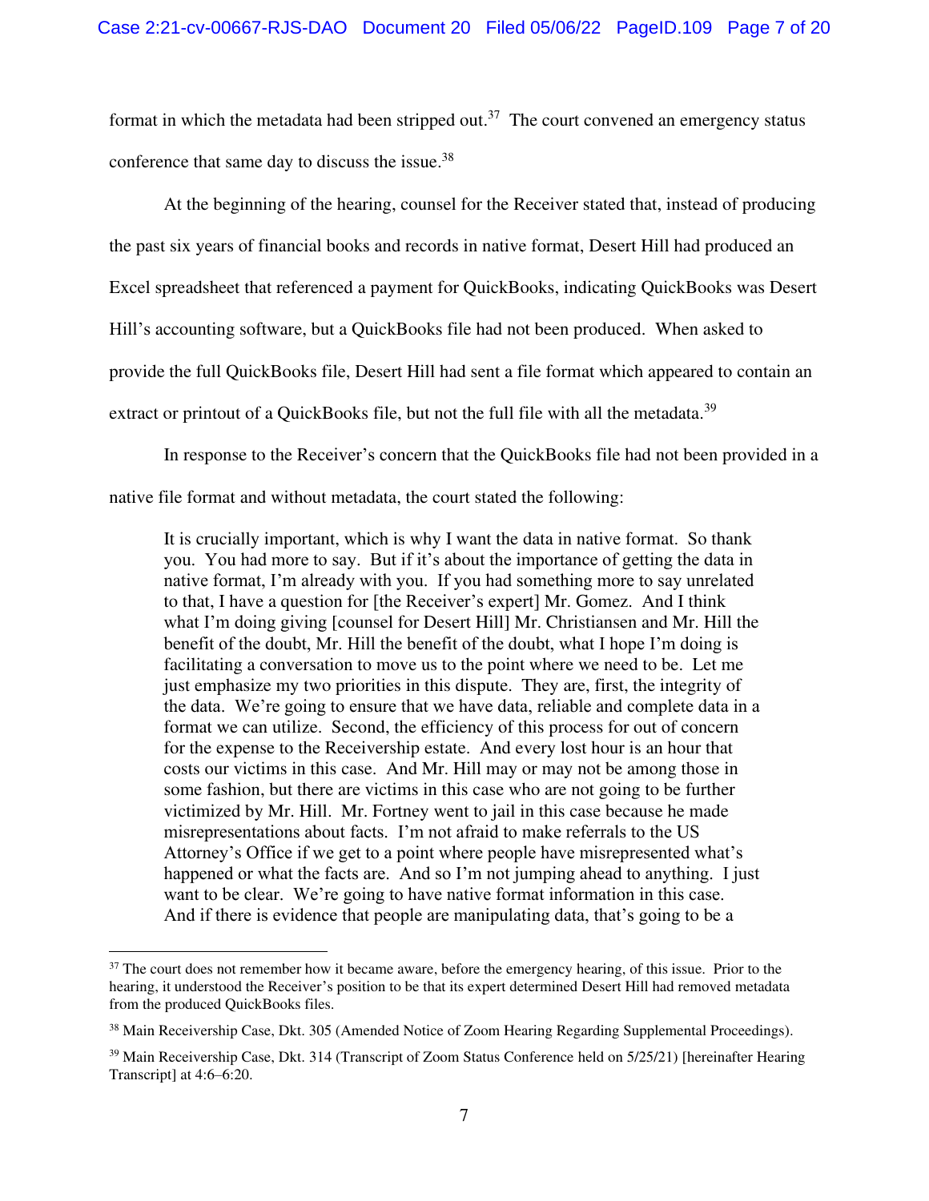format in which the metadata had been stripped out.[37] The court convened an emergency status conference that same day to discuss the issue.[38]

At the beginning of the hearing, counsel for the Receiver stated that, instead of producing the past six years of financial books and records in native format, Desert Hill had produced an Excel spreadsheet that referenced a payment for QuickBooks, indicating QuickBooks was Desert Hill's accounting software, but a QuickBooks file had not been produced. When asked to provide the full QuickBooks file, Desert Hill had sent a file format which appeared to contain an extract or printout of a QuickBooks file, but not the full file with all the metadata.[39]

In response to the Receiver's concern that the QuickBooks file had not been provided in a native file format and without metadata, the court stated the following:

> It is crucially important, which is why I want the data in native format. So thank you. You had more to say. But if it's about the importance of getting the data in native format, I'm already with you. If you had something more to say unrelated to that, I have a question for [the Receiver's expert] Mr. Gomez. And I think what I'm doing giving [counsel for Desert Hill] Mr. Christiansen and Mr. Hill the benefit of the doubt, Mr. Hill the benefit of the doubt, what I hope I'm doing is facilitating a conversation to move us to the point where we need to be. Let me just emphasize my two priorities in this dispute. They are, first, the integrity of the data. We're going to ensure that we have data, reliable and complete data in a format we can utilize. Second, the efficiency of this process for out of concern for the expense to the Receivership estate. And every lost hour is an hour that costs our victims in this case. And Mr. Hill may or may not be among those in some fashion, but there are victims in this case who are not going to be further victimized by Mr. Hill. Mr. Fortney went to jail in this case because he made misrepresentations about facts. I'm not afraid to make referrals to the US Attorney's Office if we get to a point where people have misrepresented what's happened or what the facts are. And so I'm not jumping ahead to anything. I just want to be clear. We're going to have native format information in this case. And if there is evidence that people are manipulating data, that's going to be a

---

[37] The court does not remember how it became aware, before the emergency hearing, of this issue. Prior to the hearing, it understood the Receiver's position to be that its expert determined Desert Hill had removed metadata from the produced QuickBooks files.

[38] Main Receivership Case, Dkt. 305 (Amended Notice of Zoom Hearing Regarding Supplemental Proceedings).

[39] Main Receivership Case, Dkt. 314 (Transcript of Zoom Status Conference held on 5/25/21) [hereinafter Hearing Transcript] at 4:6–6:20.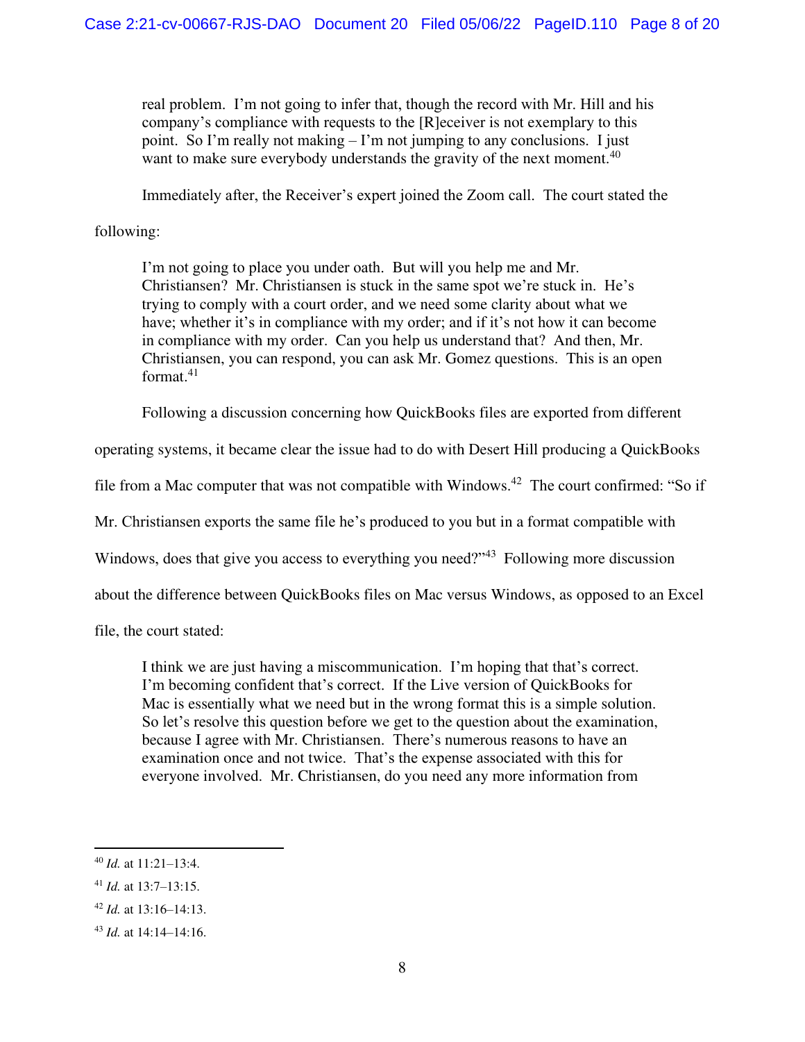> real problem. I'm not going to infer that, though the record with Mr. Hill and his company's compliance with requests to the [R]eceiver is not exemplary to this point. So I'm really not making – I'm not jumping to any conclusions. I just want to make sure everybody understands the gravity of the next moment.[40]

Immediately after, the Receiver's expert joined the Zoom call. The court stated the following:

> I'm not going to place you under oath. But will you help me and Mr. Christiansen? Mr. Christiansen is stuck in the same spot we're stuck in. He's trying to comply with a court order, and we need some clarity about what we have; whether it's in compliance with my order; and if it's not how it can become in compliance with my order. Can you help us understand that? And then, Mr. Christiansen, you can respond, you can ask Mr. Gomez questions. This is an open format.[41]

Following a discussion concerning how QuickBooks files are exported from different operating systems, it became clear the issue had to do with Desert Hill producing a QuickBooks file from a Mac computer that was not compatible with Windows.[42] The court confirmed: "So if Mr. Christiansen exports the same file he's produced to you but in a format compatible with Windows, does that give you access to everything you need?"[43] Following more discussion about the difference between QuickBooks files on Mac versus Windows, as opposed to an Excel file, the court stated:

> I think we are just having a miscommunication. I'm hoping that that's correct. I'm becoming confident that's correct. If the Live version of QuickBooks for Mac is essentially what we need but in the wrong format this is a simple solution. So let's resolve this question before we get to the question about the examination, because I agree with Mr. Christiansen. There's numerous reasons to have an examination once and not twice. That's the expense associated with this for everyone involved. Mr. Christiansen, do you need any more information from

---

[40] *Id.* at 11:21–13:4.

[41] *Id.* at 13:7–13:15.

[42] *Id.* at 13:16–14:13.

[43] *Id.* at 14:14–14:16.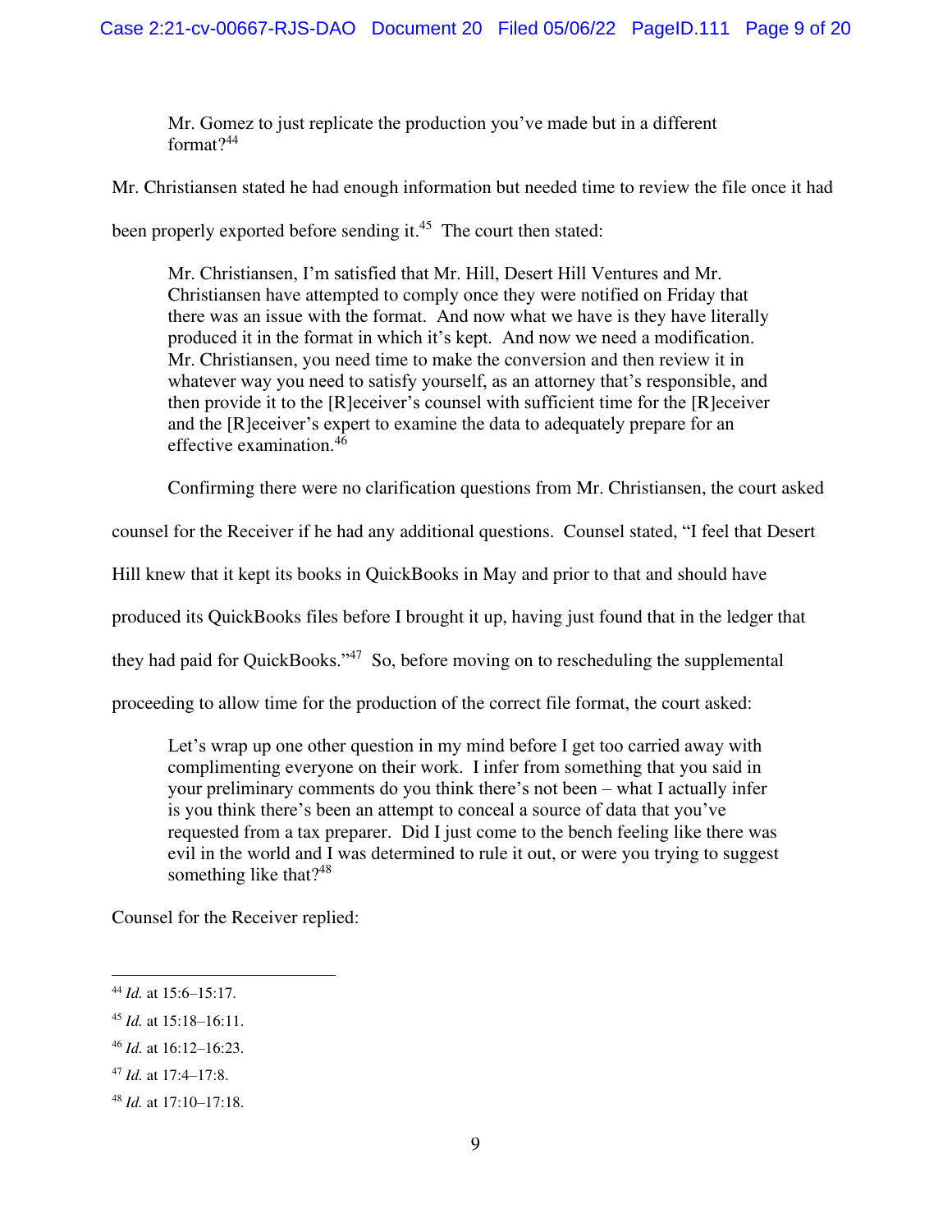> Mr. Gomez to just replicate the production you've made but in a different format?[44]

Mr. Christiansen stated he had enough information but needed time to review the file once it had been properly exported before sending it.[45] The court then stated:

> Mr. Christiansen, I'm satisfied that Mr. Hill, Desert Hill Ventures and Mr. Christiansen have attempted to comply once they were notified on Friday that there was an issue with the format. And now what we have is they have literally produced it in the format in which it's kept. And now we need a modification. Mr. Christiansen, you need time to make the conversion and then review it in whatever way you need to satisfy yourself, as an attorney that's responsible, and then provide it to the [R]eceiver's counsel with sufficient time for the [R]eceiver and the [R]eceiver's expert to examine the data to adequately prepare for an effective examination.[46]

Confirming there were no clarification questions from Mr. Christiansen, the court asked counsel for the Receiver if he had any additional questions. Counsel stated, "I feel that Desert Hill knew that it kept its books in QuickBooks in May and prior to that and should have produced its QuickBooks files before I brought it up, having just found that in the ledger that they had paid for QuickBooks."[47] So, before moving on to rescheduling the supplemental proceeding to allow time for the production of the correct file format, the court asked:

> Let's wrap up one other question in my mind before I get too carried away with complimenting everyone on their work. I infer from something that you said in your preliminary comments do you think there's not been – what I actually infer is you think there's been an attempt to conceal a source of data that you've requested from a tax preparer. Did I just come to the bench feeling like there was evil in the world and I was determined to rule it out, or were you trying to suggest something like that?[48]

Counsel for the Receiver replied:

---

[44] *Id.* at 15:6–15:17.

[45] *Id.* at 15:18–16:11.

[46] *Id.* at 16:12–16:23.

[47] *Id.* at 17:4–17:8.

[48] *Id.* at 17:10–17:18.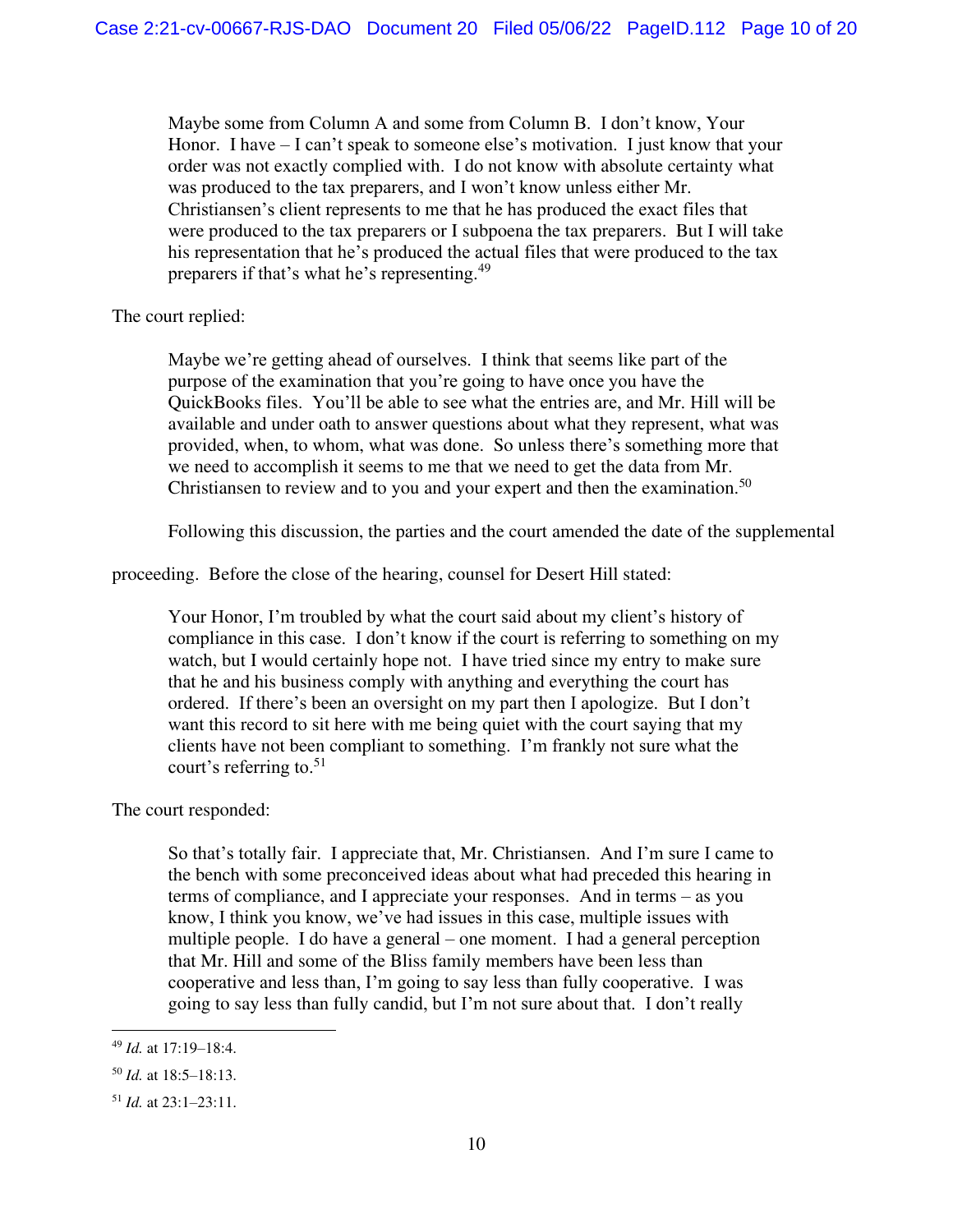> Maybe some from Column A and some from Column B. I don't know, Your Honor. I have – I can't speak to someone else's motivation. I just know that your order was not exactly complied with. I do not know with absolute certainty what was produced to the tax preparers, and I won't know unless either Mr. Christiansen's client represents to me that he has produced the exact files that were produced to the tax preparers or I subpoena the tax preparers. But I will take his representation that he's produced the actual files that were produced to the tax preparers if that's what he's representing.[49]

The court replied:

> Maybe we're getting ahead of ourselves. I think that seems like part of the purpose of the examination that you're going to have once you have the QuickBooks files. You'll be able to see what the entries are, and Mr. Hill will be available and under oath to answer questions about what they represent, what was provided, when, to whom, what was done. So unless there's something more that we need to accomplish it seems to me that we need to get the data from Mr. Christiansen to review and to you and your expert and then the examination.[50]

Following this discussion, the parties and the court amended the date of the supplemental proceeding. Before the close of the hearing, counsel for Desert Hill stated:

> Your Honor, I'm troubled by what the court said about my client's history of compliance in this case. I don't know if the court is referring to something on my watch, but I would certainly hope not. I have tried since my entry to make sure that he and his business comply with anything and everything the court has ordered. If there's been an oversight on my part then I apologize. But I don't want this record to sit here with me being quiet with the court saying that my clients have not been compliant to something. I'm frankly not sure what the court's referring to.[51]

The court responded:

> So that's totally fair. I appreciate that, Mr. Christiansen. And I'm sure I came to the bench with some preconceived ideas about what had preceded this hearing in terms of compliance, and I appreciate your responses. And in terms – as you know, I think you know, we've had issues in this case, multiple issues with multiple people. I do have a general – one moment. I had a general perception that Mr. Hill and some of the Bliss family members have been less than cooperative and less than, I'm going to say less than fully cooperative. I was going to say less than fully candid, but I'm not sure about that. I don't really

---

[49] *Id.* at 17:19–18:4.

[50] *Id.* at 18:5–18:13.

[51] *Id.* at 23:1–23:11.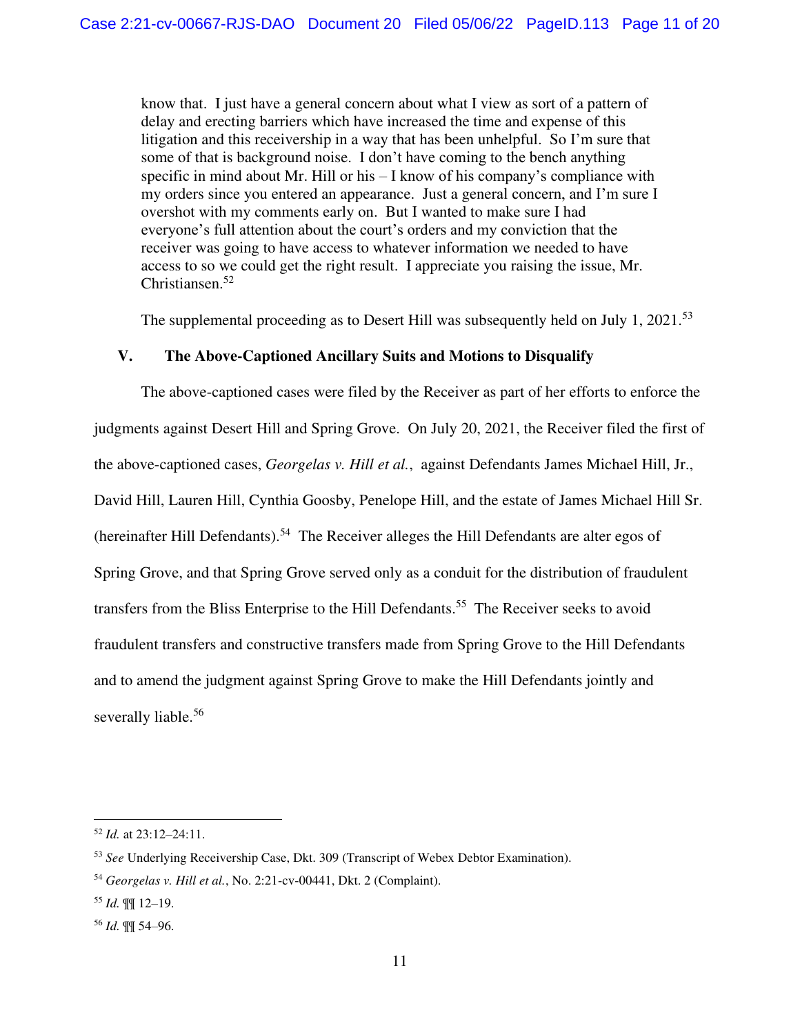> know that. I just have a general concern about what I view as sort of a pattern of delay and erecting barriers which have increased the time and expense of this litigation and this receivership in a way that has been unhelpful. So I'm sure that some of that is background noise. I don't have coming to the bench anything specific in mind about Mr. Hill or his – I know of his company's compliance with my orders since you entered an appearance. Just a general concern, and I'm sure I overshot with my comments early on. But I wanted to make sure I had everyone's full attention about the court's orders and my conviction that the receiver was going to have access to whatever information we needed to have access to so we could get the right result. I appreciate you raising the issue, Mr. Christiansen.[52]

The supplemental proceeding as to Desert Hill was subsequently held on July 1, 2021.[53]

## V. The Above-Captioned Ancillary Suits and Motions to Disqualify

The above-captioned cases were filed by the Receiver as part of her efforts to enforce the judgments against Desert Hill and Spring Grove. On July 20, 2021, the Receiver filed the first of the above-captioned cases, *Georgelas v. Hill et al.*, against Defendants James Michael Hill, Jr., David Hill, Lauren Hill, Cynthia Goosby, Penelope Hill, and the estate of James Michael Hill Sr. (hereinafter Hill Defendants).[54] The Receiver alleges the Hill Defendants are alter egos of Spring Grove, and that Spring Grove served only as a conduit for the distribution of fraudulent transfers from the Bliss Enterprise to the Hill Defendants.[55] The Receiver seeks to avoid fraudulent transfers and constructive transfers made from Spring Grove to the Hill Defendants and to amend the judgment against Spring Grove to make the Hill Defendants jointly and severally liable.[56]

---

[52] *Id.* at 23:12–24:11.

[53] *See* Underlying Receivership Case, Dkt. 309 (Transcript of Webex Debtor Examination).

[54] *Georgelas v. Hill et al.*, No. 2:21-cv-00441, Dkt. 2 (Complaint).

[55] *Id.* ¶¶ 12–19.

[56] *Id.* ¶¶ 54–96.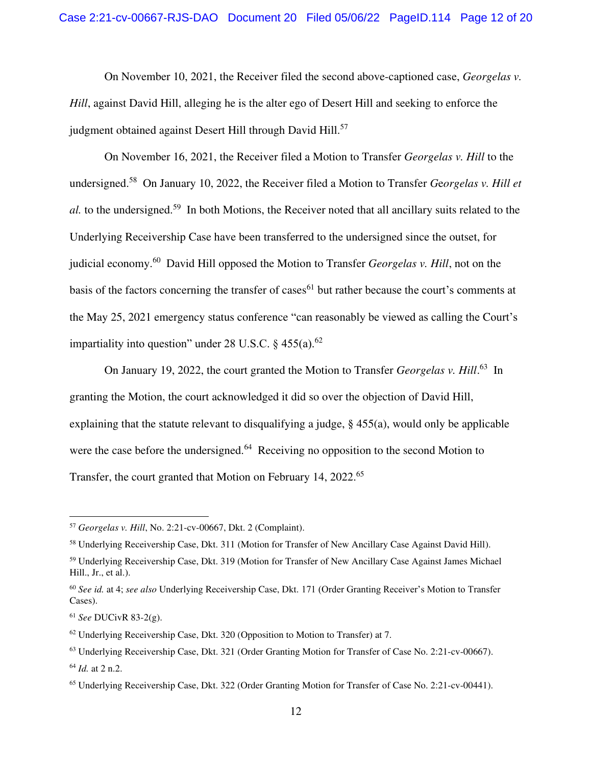On November 10, 2021, the Receiver filed the second above-captioned case, *Georgelas v. Hill*, against David Hill, alleging he is the alter ego of Desert Hill and seeking to enforce the judgment obtained against Desert Hill through David Hill.[57]

On November 16, 2021, the Receiver filed a Motion to Transfer *Georgelas v. Hill* to the undersigned.[58] On January 10, 2022, the Receiver filed a Motion to Transfer *Georgelas v. Hill et al.* to the undersigned.[59] In both Motions, the Receiver noted that all ancillary suits related to the Underlying Receivership Case have been transferred to the undersigned since the outset, for judicial economy.[60] David Hill opposed the Motion to Transfer *Georgelas v. Hill*, not on the basis of the factors concerning the transfer of cases[61] but rather because the court's comments at the May 25, 2021 emergency status conference "can reasonably be viewed as calling the Court's impartiality into question" under 28 U.S.C. § 455(a).[62]

On January 19, 2022, the court granted the Motion to Transfer *Georgelas v. Hill*.[63] In granting the Motion, the court acknowledged it did so over the objection of David Hill, explaining that the statute relevant to disqualifying a judge, § 455(a), would only be applicable were the case before the undersigned.[64] Receiving no opposition to the second Motion to Transfer, the court granted that Motion on February 14, 2022.[65]

---

[57] *Georgelas v. Hill*, No. 2:21-cv-00667, Dkt. 2 (Complaint).

[58] Underlying Receivership Case, Dkt. 311 (Motion for Transfer of New Ancillary Case Against David Hill).

[59] Underlying Receivership Case, Dkt. 319 (Motion for Transfer of New Ancillary Case Against James Michael Hill., Jr., et al.).

[60] *See id.* at 4; *see also* Underlying Receivership Case, Dkt. 171 (Order Granting Receiver's Motion to Transfer Cases).

[61] *See* DUCivR 83-2(g).

[62] Underlying Receivership Case, Dkt. 320 (Opposition to Motion to Transfer) at 7.

[63] Underlying Receivership Case, Dkt. 321 (Order Granting Motion for Transfer of Case No. 2:21-cv-00667).

[64] *Id.* at 2 n.2.

[65] Underlying Receivership Case, Dkt. 322 (Order Granting Motion for Transfer of Case No. 2:21-cv-00441).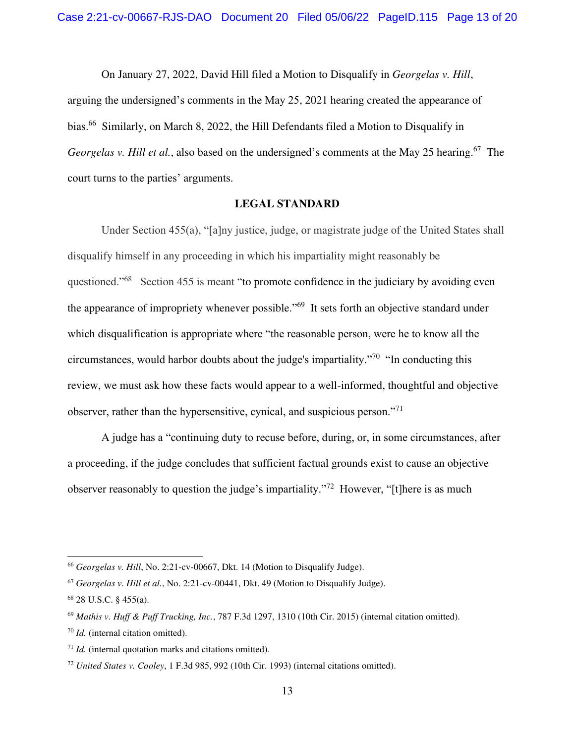On January 27, 2022, David Hill filed a Motion to Disqualify in *Georgelas v. Hill*, arguing the undersigned's comments in the May 25, 2021 hearing created the appearance of bias.[66] Similarly, on March 8, 2022, the Hill Defendants filed a Motion to Disqualify in *Georgelas v. Hill et al.*, also based on the undersigned's comments at the May 25 hearing.[67] The court turns to the parties' arguments.

## LEGAL STANDARD

Under Section 455(a), "[a]ny justice, judge, or magistrate judge of the United States shall disqualify himself in any proceeding in which his impartiality might reasonably be questioned."[68] Section 455 is meant "to promote confidence in the judiciary by avoiding even the appearance of impropriety whenever possible."[69] It sets forth an objective standard under which disqualification is appropriate where "the reasonable person, were he to know all the circumstances, would harbor doubts about the judge's impartiality."[70] "In conducting this review, we must ask how these facts would appear to a well-informed, thoughtful and objective observer, rather than the hypersensitive, cynical, and suspicious person."[71]

A judge has a "continuing duty to recuse before, during, or, in some circumstances, after a proceeding, if the judge concludes that sufficient factual grounds exist to cause an objective observer reasonably to question the judge's impartiality."[72] However, "[t]here is as much

---

[66] *Georgelas v. Hill*, No. 2:21-cv-00667, Dkt. 14 (Motion to Disqualify Judge).

[67] *Georgelas v. Hill et al.*, No. 2:21-cv-00441, Dkt. 49 (Motion to Disqualify Judge).

[68] 28 U.S.C. § 455(a).

[69] *Mathis v. Huff & Puff Trucking, Inc.*, 787 F.3d 1297, 1310 (10th Cir. 2015) (internal citation omitted).

[70] *Id.* (internal citation omitted).

[71] *Id.* (internal quotation marks and citations omitted).

[72] *United States v. Cooley*, 1 F.3d 985, 992 (10th Cir. 1993) (internal citations omitted).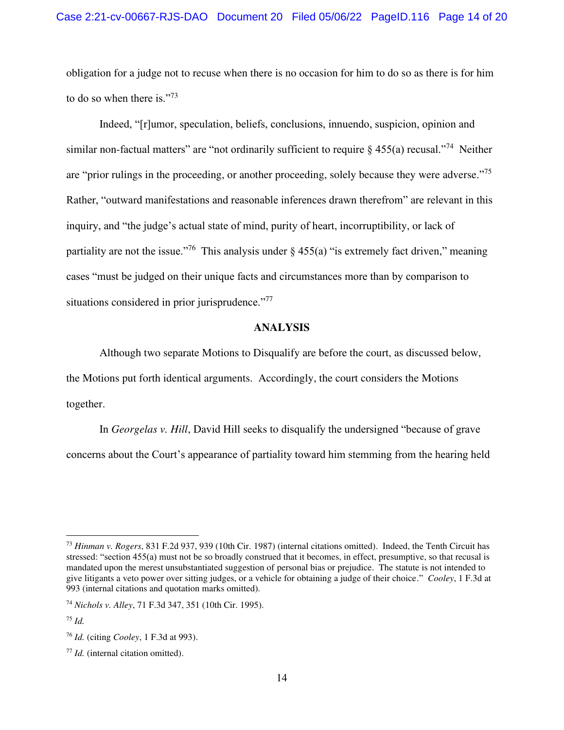obligation for a judge not to recuse when there is no occasion for him to do so as there is for him to do so when there is."[73]

Indeed, "[r]umor, speculation, beliefs, conclusions, innuendo, suspicion, opinion and similar non-factual matters" are "not ordinarily sufficient to require § 455(a) recusal."[74] Neither are "prior rulings in the proceeding, or another proceeding, solely because they were adverse."[75] Rather, "outward manifestations and reasonable inferences drawn therefrom" are relevant in this inquiry, and "the judge's actual state of mind, purity of heart, incorruptibility, or lack of partiality are not the issue."[76] This analysis under § 455(a) "is extremely fact driven," meaning cases "must be judged on their unique facts and circumstances more than by comparison to situations considered in prior jurisprudence."[77]

## ANALYSIS

Although two separate Motions to Disqualify are before the court, as discussed below, the Motions put forth identical arguments. Accordingly, the court considers the Motions together.

In *Georgelas v. Hill*, David Hill seeks to disqualify the undersigned "because of grave concerns about the Court's appearance of partiality toward him stemming from the hearing held

---

[73] *Hinman v. Rogers*, 831 F.2d 937, 939 (10th Cir. 1987) (internal citations omitted). Indeed, the Tenth Circuit has stressed: "section 455(a) must not be so broadly construed that it becomes, in effect, presumptive, so that recusal is mandated upon the merest unsubstantiated suggestion of personal bias or prejudice. The statute is not intended to give litigants a veto power over sitting judges, or a vehicle for obtaining a judge of their choice." *Cooley*, 1 F.3d at 993 (internal citations and quotation marks omitted).

[74] *Nichols v. Alley*, 71 F.3d 347, 351 (10th Cir. 1995).

[75] *Id.*

[76] *Id.* (citing *Cooley*, 1 F.3d at 993).

[77] *Id.* (internal citation omitted).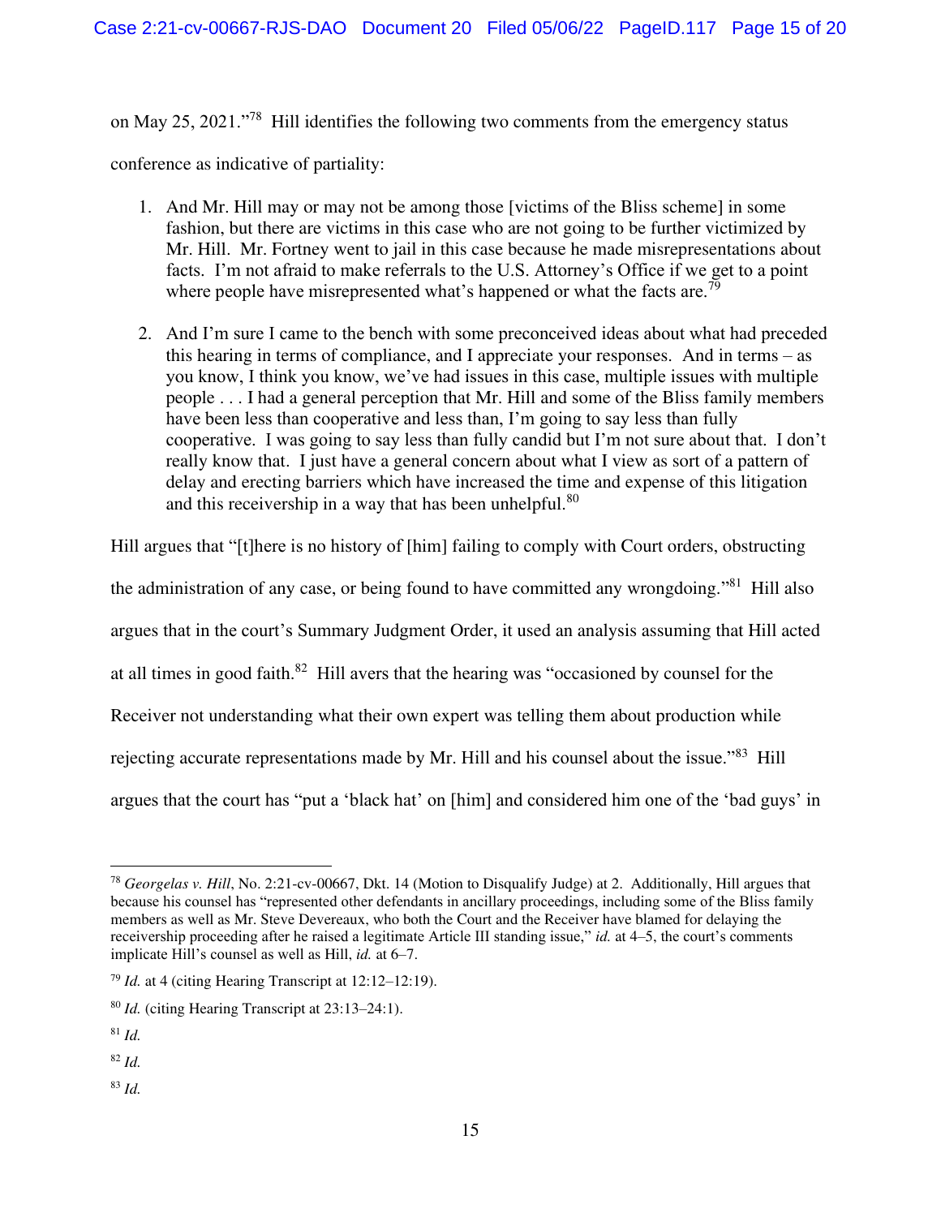on May 25, 2021."[78] Hill identifies the following two comments from the emergency status conference as indicative of partiality:

1. And Mr. Hill may or may not be among those [victims of the Bliss scheme] in some fashion, but there are victims in this case who are not going to be further victimized by Mr. Hill. Mr. Fortney went to jail in this case because he made misrepresentations about facts. I'm not afraid to make referrals to the U.S. Attorney's Office if we get to a point where people have misrepresented what's happened or what the facts are.[79]

2. And I'm sure I came to the bench with some preconceived ideas about what had preceded this hearing in terms of compliance, and I appreciate your responses. And in terms – as you know, I think you know, we've had issues in this case, multiple issues with multiple people . . . I had a general perception that Mr. Hill and some of the Bliss family members have been less than cooperative and less than, I'm going to say less than fully cooperative. I was going to say less than fully candid but I'm not sure about that. I don't really know that. I just have a general concern about what I view as sort of a pattern of delay and erecting barriers which have increased the time and expense of this litigation and this receivership in a way that has been unhelpful.[80]

Hill argues that "[t]here is no history of [him] failing to comply with Court orders, obstructing the administration of any case, or being found to have committed any wrongdoing."[81] Hill also argues that in the court's Summary Judgment Order, it used an analysis assuming that Hill acted at all times in good faith.[82] Hill avers that the hearing was "occasioned by counsel for the Receiver not understanding what their own expert was telling them about production while rejecting accurate representations made by Mr. Hill and his counsel about the issue."[83] Hill argues that the court has "put a 'black hat' on [him] and considered him one of the 'bad guys' in

---

[78] *Georgelas v. Hill*, No. 2:21-cv-00667, Dkt. 14 (Motion to Disqualify Judge) at 2. Additionally, Hill argues that because his counsel has "represented other defendants in ancillary proceedings, including some of the Bliss family members as well as Mr. Steve Devereaux, who both the Court and the Receiver have blamed for delaying the receivership proceeding after he raised a legitimate Article III standing issue," *id.* at 4–5, the court's comments implicate Hill's counsel as well as Hill, *id.* at 6–7.

[79] *Id.* at 4 (citing Hearing Transcript at 12:12–12:19).

[80] *Id.* (citing Hearing Transcript at 23:13–24:1).

[81] *Id.*

[82] *Id.*

[83] *Id.*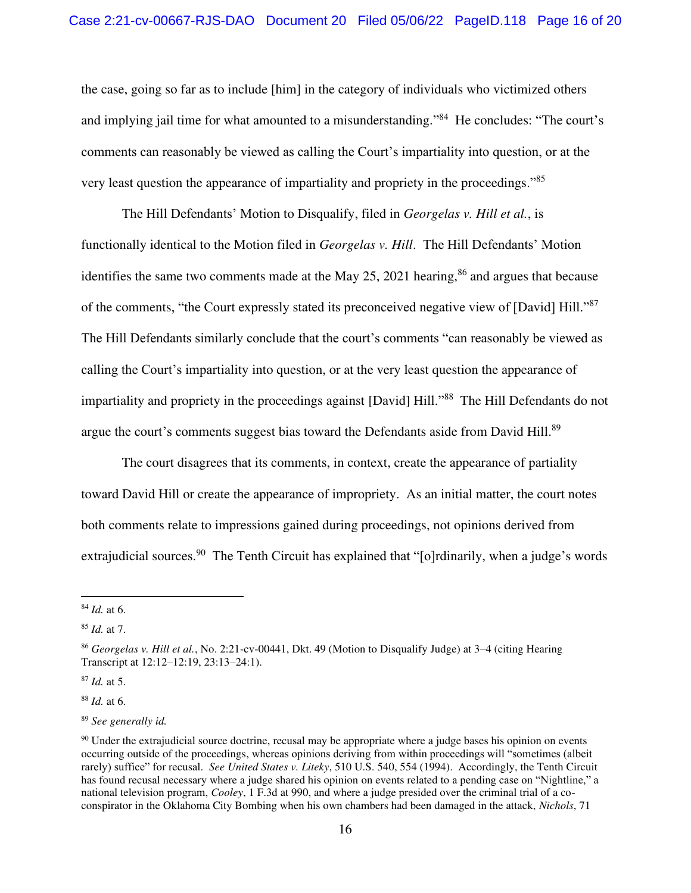the case, going so far as to include [him] in the category of individuals who victimized others and implying jail time for what amounted to a misunderstanding."[84] He concludes: "The court's comments can reasonably be viewed as calling the Court's impartiality into question, or at the very least question the appearance of impartiality and propriety in the proceedings."[85]

The Hill Defendants' Motion to Disqualify, filed in *Georgelas v. Hill et al.*, is functionally identical to the Motion filed in *Georgelas v. Hill*. The Hill Defendants' Motion identifies the same two comments made at the May 25, 2021 hearing,[86] and argues that because of the comments, "the Court expressly stated its preconceived negative view of [David] Hill."[87] The Hill Defendants similarly conclude that the court's comments "can reasonably be viewed as calling the Court's impartiality into question, or at the very least question the appearance of impartiality and propriety in the proceedings against [David] Hill."[88] The Hill Defendants do not argue the court's comments suggest bias toward the Defendants aside from David Hill.[89]

The court disagrees that its comments, in context, create the appearance of partiality toward David Hill or create the appearance of impropriety. As an initial matter, the court notes both comments relate to impressions gained during proceedings, not opinions derived from extrajudicial sources.[90] The Tenth Circuit has explained that "[o]rdinarily, when a judge's words

---

[84] *Id.* at 6.

[85] *Id.* at 7.

[86] *Georgelas v. Hill et al.*, No. 2:21-cv-00441, Dkt. 49 (Motion to Disqualify Judge) at 3–4 (citing Hearing Transcript at 12:12–12:19, 23:13–24:1).

[87] *Id.* at 5.

[88] *Id.* at 6.

[89] *See generally id.*

[90] Under the extrajudicial source doctrine, recusal may be appropriate where a judge bases his opinion on events occurring outside of the proceedings, whereas opinions deriving from within proceedings will "sometimes (albeit rarely) suffice" for recusal. *See United States v. Liteky*, 510 U.S. 540, 554 (1994). Accordingly, the Tenth Circuit has found recusal necessary where a judge shared his opinion on events related to a pending case on "Nightline," a national television program, *Cooley*, 1 F.3d at 990, and where a judge presided over the criminal trial of a co-conspirator in the Oklahoma City Bombing when his own chambers had been damaged in the attack, *Nichols*, 71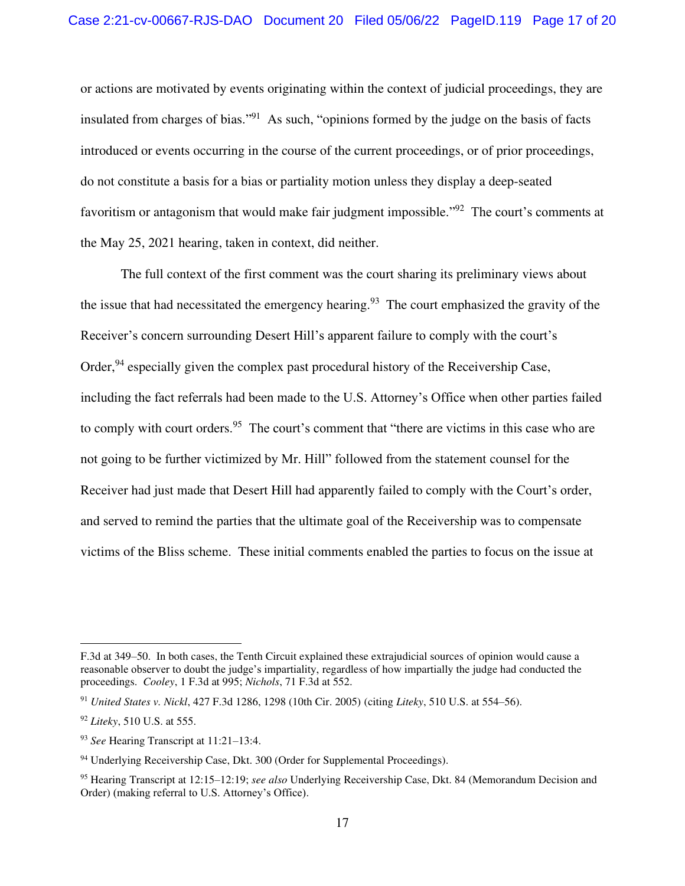or actions are motivated by events originating within the context of judicial proceedings, they are insulated from charges of bias."[91] As such, "opinions formed by the judge on the basis of facts introduced or events occurring in the course of the current proceedings, or of prior proceedings, do not constitute a basis for a bias or partiality motion unless they display a deep-seated favoritism or antagonism that would make fair judgment impossible."[92] The court's comments at the May 25, 2021 hearing, taken in context, did neither.

The full context of the first comment was the court sharing its preliminary views about the issue that had necessitated the emergency hearing.[93] The court emphasized the gravity of the Receiver's concern surrounding Desert Hill's apparent failure to comply with the court's Order,[94] especially given the complex past procedural history of the Receivership Case, including the fact referrals had been made to the U.S. Attorney's Office when other parties failed to comply with court orders.[95] The court's comment that "there are victims in this case who are not going to be further victimized by Mr. Hill" followed from the statement counsel for the Receiver had just made that Desert Hill had apparently failed to comply with the Court's order, and served to remind the parties that the ultimate goal of the Receivership was to compensate victims of the Bliss scheme. These initial comments enabled the parties to focus on the issue at

---

F.3d at 349–50. In both cases, the Tenth Circuit explained these extrajudicial sources of opinion would cause a reasonable observer to doubt the judge's impartiality, regardless of how impartially the judge had conducted the proceedings. *Cooley*, 1 F.3d at 995; *Nichols*, 71 F.3d at 552.

[91] *United States v. Nickl*, 427 F.3d 1286, 1298 (10th Cir. 2005) (citing *Liteky*, 510 U.S. at 554–56).

[92] *Liteky*, 510 U.S. at 555.

[93] *See* Hearing Transcript at 11:21–13:4.

[94] Underlying Receivership Case, Dkt. 300 (Order for Supplemental Proceedings).

[95] Hearing Transcript at 12:15–12:19; *see also* Underlying Receivership Case, Dkt. 84 (Memorandum Decision and Order) (making referral to U.S. Attorney's Office).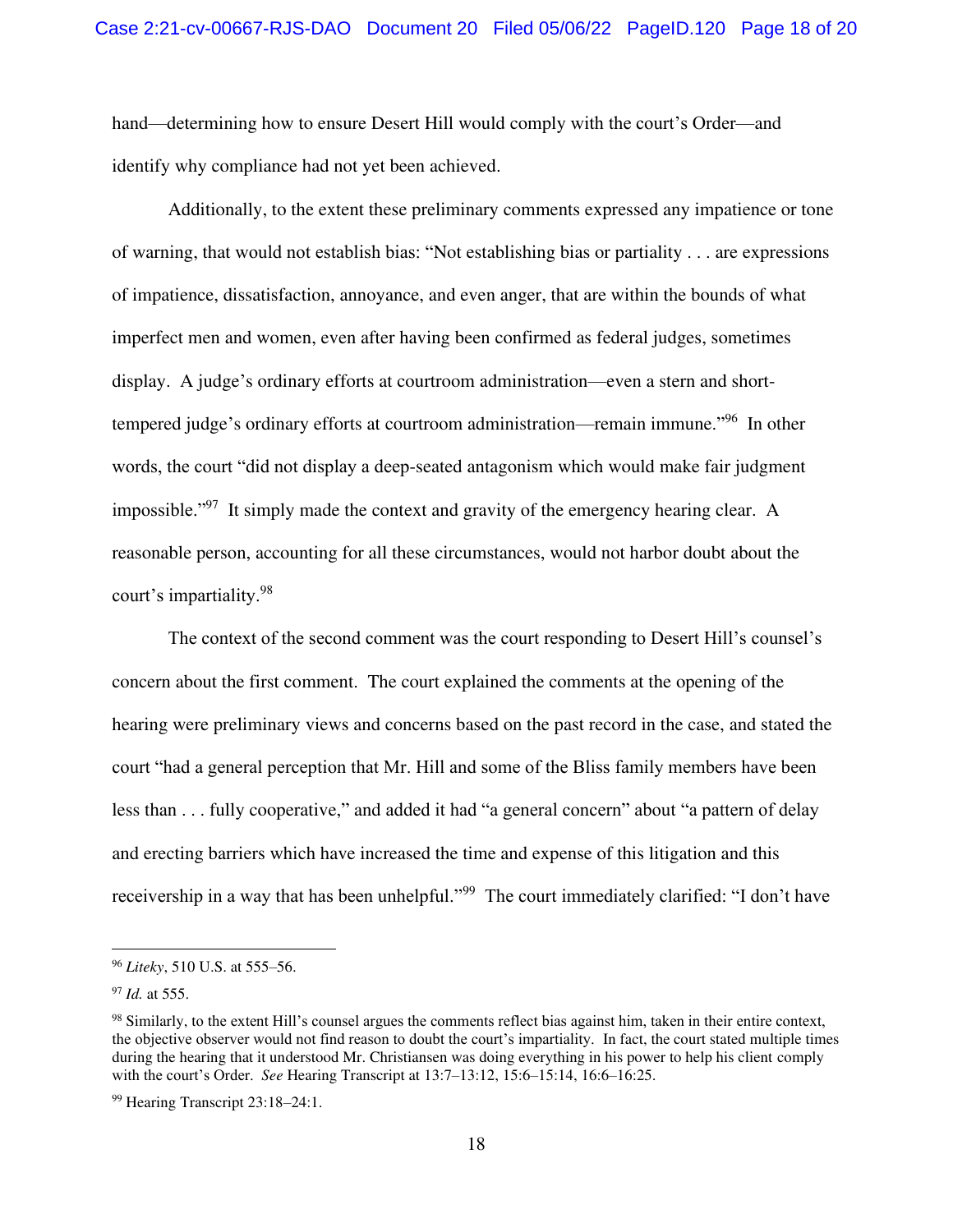hand—determining how to ensure Desert Hill would comply with the court's Order—and identify why compliance had not yet been achieved.

Additionally, to the extent these preliminary comments expressed any impatience or tone of warning, that would not establish bias: "Not establishing bias or partiality . . . are expressions of impatience, dissatisfaction, annoyance, and even anger, that are within the bounds of what imperfect men and women, even after having been confirmed as federal judges, sometimes display. A judge's ordinary efforts at courtroom administration—even a stern and short-tempered judge's ordinary efforts at courtroom administration—remain immune."[96] In other words, the court "did not display a deep-seated antagonism which would make fair judgment impossible."[97] It simply made the context and gravity of the emergency hearing clear. A reasonable person, accounting for all these circumstances, would not harbor doubt about the court's impartiality.[98]

The context of the second comment was the court responding to Desert Hill's counsel's concern about the first comment. The court explained the comments at the opening of the hearing were preliminary views and concerns based on the past record in the case, and stated the court "had a general perception that Mr. Hill and some of the Bliss family members have been less than . . . fully cooperative," and added it had "a general concern" about "a pattern of delay and erecting barriers which have increased the time and expense of this litigation and this receivership in a way that has been unhelpful."[99] The court immediately clarified: "I don't have

---

[96] *Liteky*, 510 U.S. at 555–56.

[97] *Id.* at 555.

[98] Similarly, to the extent Hill's counsel argues the comments reflect bias against him, taken in their entire context, the objective observer would not find reason to doubt the court's impartiality. In fact, the court stated multiple times during the hearing that it understood Mr. Christiansen was doing everything in his power to help his client comply with the court's Order. *See* Hearing Transcript at 13:7–13:12, 15:6–15:14, 16:6–16:25.

[99] Hearing Transcript 23:18–24:1.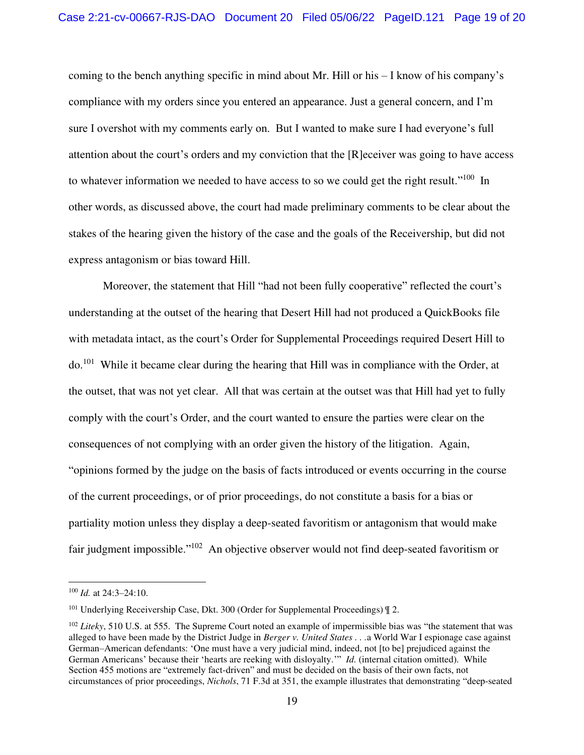coming to the bench anything specific in mind about Mr. Hill or his – I know of his company's compliance with my orders since you entered an appearance. Just a general concern, and I'm sure I overshot with my comments early on. But I wanted to make sure I had everyone's full attention about the court's orders and my conviction that the [R]eceiver was going to have access to whatever information we needed to have access to so we could get the right result."[100] In other words, as discussed above, the court had made preliminary comments to be clear about the stakes of the hearing given the history of the case and the goals of the Receivership, but did not express antagonism or bias toward Hill.

Moreover, the statement that Hill "had not been fully cooperative" reflected the court's understanding at the outset of the hearing that Desert Hill had not produced a QuickBooks file with metadata intact, as the court's Order for Supplemental Proceedings required Desert Hill to do.[101] While it became clear during the hearing that Hill was in compliance with the Order, at the outset, that was not yet clear. All that was certain at the outset was that Hill had yet to fully comply with the court's Order, and the court wanted to ensure the parties were clear on the consequences of not complying with an order given the history of the litigation. Again, "opinions formed by the judge on the basis of facts introduced or events occurring in the course of the current proceedings, or of prior proceedings, do not constitute a basis for a bias or partiality motion unless they display a deep-seated favoritism or antagonism that would make fair judgment impossible."[102] An objective observer would not find deep-seated favoritism or

---

[100] *Id.* at 24:3–24:10.

[101] Underlying Receivership Case, Dkt. 300 (Order for Supplemental Proceedings) ¶ 2.

[102] *Liteky*, 510 U.S. at 555. The Supreme Court noted an example of impermissible bias was "the statement that was alleged to have been made by the District Judge in *Berger v. United States* . . .a World War I espionage case against German–American defendants: 'One must have a very judicial mind, indeed, not [to be] prejudiced against the German Americans' because their 'hearts are reeking with disloyalty.'" *Id.* (internal citation omitted). While Section 455 motions are "extremely fact-driven" and must be decided on the basis of their own facts, not circumstances of prior proceedings, *Nichols*, 71 F.3d at 351, the example illustrates that demonstrating "deep-seated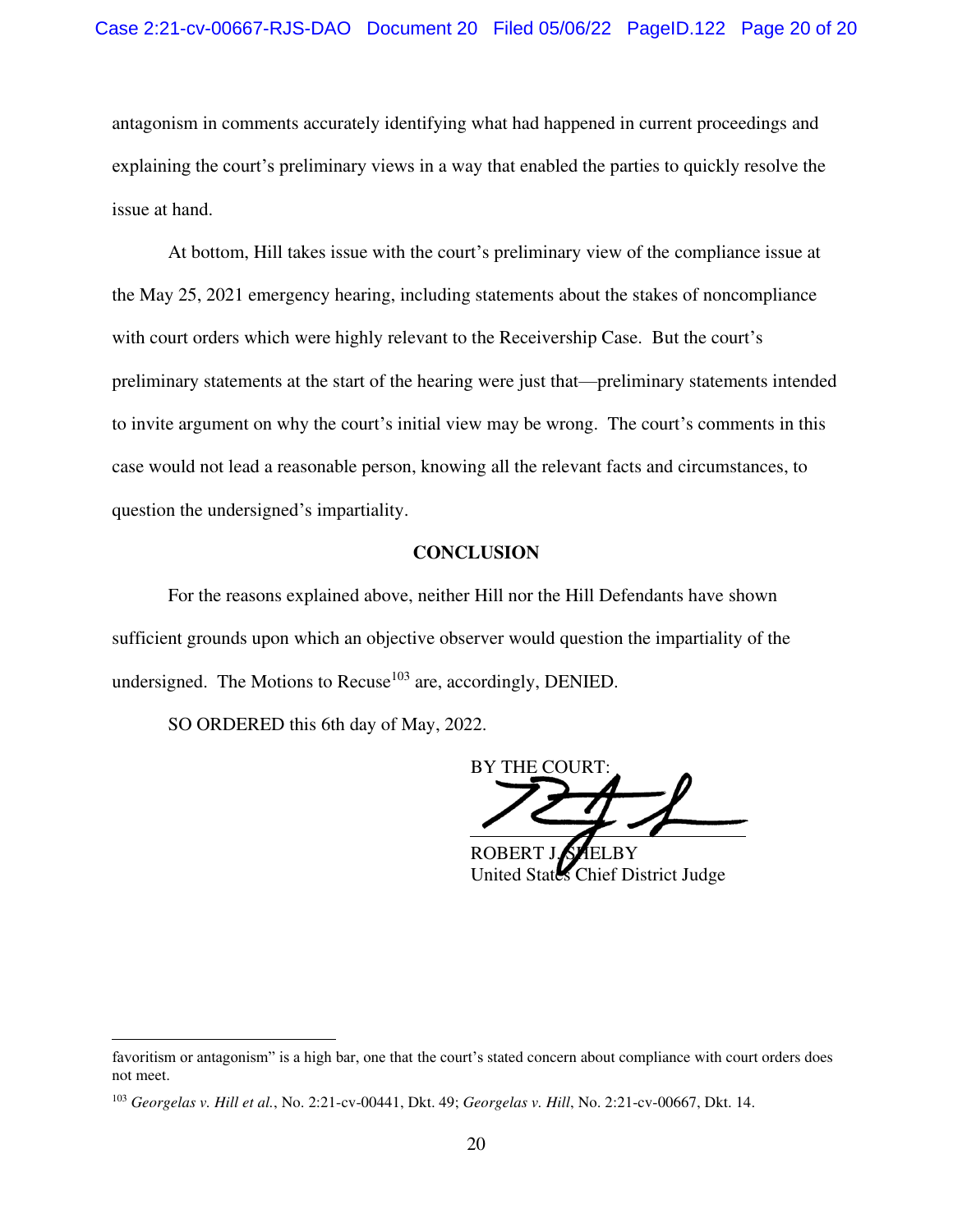antagonism in comments accurately identifying what had happened in current proceedings and explaining the court's preliminary views in a way that enabled the parties to quickly resolve the issue at hand.

At bottom, Hill takes issue with the court's preliminary view of the compliance issue at the May 25, 2021 emergency hearing, including statements about the stakes of noncompliance with court orders which were highly relevant to the Receivership Case. But the court's preliminary statements at the start of the hearing were just that—preliminary statements intended to invite argument on why the court's initial view may be wrong. The court's comments in this case would not lead a reasonable person, knowing all the relevant facts and circumstances, to question the undersigned's impartiality.

## CONCLUSION

For the reasons explained above, neither Hill nor the Hill Defendants have shown sufficient grounds upon which an objective observer would question the impartiality of the undersigned. The Motions to Recuse[103] are, accordingly, DENIED.

SO ORDERED this 6th day of May, 2022.

BY THE COURT:

ROBERT J. SHELBY
United States Chief District Judge

---

favoritism or antagonism" is a high bar, one that the court's stated concern about compliance with court orders does not meet.

[103] *Georgelas v. Hill et al.*, No. 2:21-cv-00441, Dkt. 49; *Georgelas v. Hill*, No. 2:21-cv-00667, Dkt. 14.